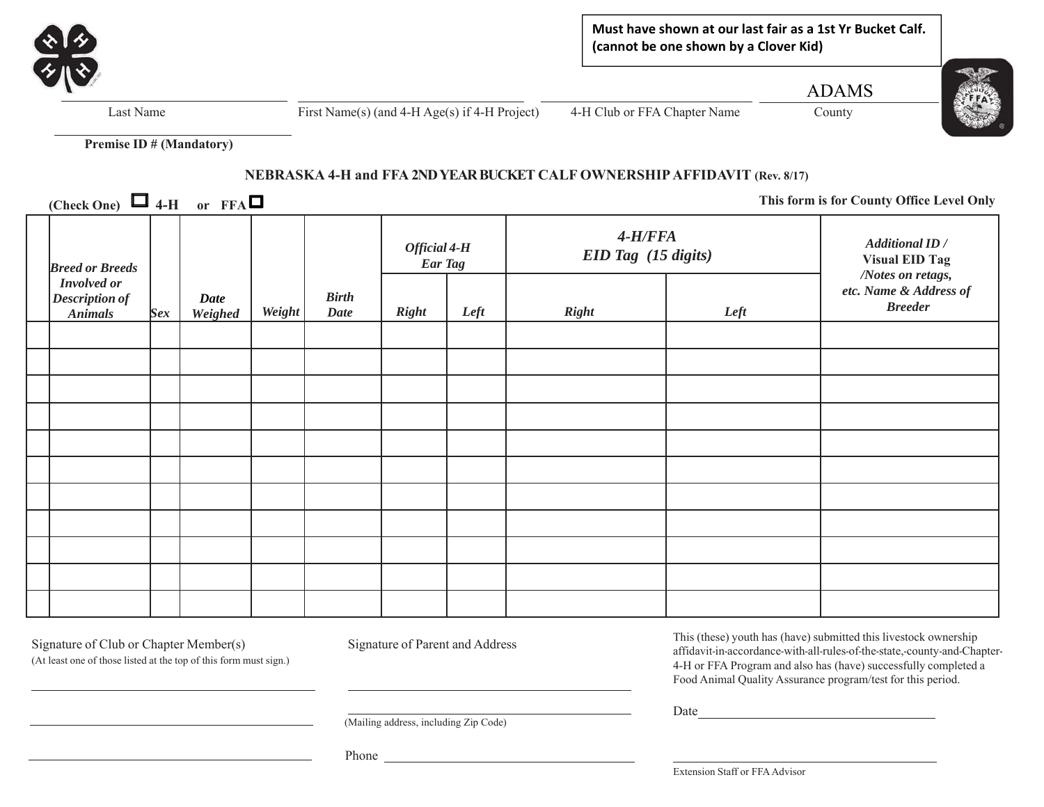**Must have shown at our last fair as a 1st Yr Bucket Calf. (cannot be one shown by a Clover Kid)**

| Last Name | First Name(s) (and 4-H Age(s) if 4-H Project) | 4-H Club or FFA Chapter Name | ADAMS<br>County |
|---|---|---|---|

Premise ID # (Mandatory)

**NEBRASKA 4-H and FFA 2ND YEAR BUCKET CALF OWNERSHIP AFFIDAVIT** (Rev. 8/17)

(Check One) ☐ 4-H or FFA ☐

**This form is for County Office Level Only**

| | *Breed or Breeds Involved or Description of Animals* | *Sex* | *Date Weighed* | *Weight* | *Birth Date* | *Official 4-H Ear Tag* | | *4-H/FFA EID Tag (15 digits)* | | *Additional ID / Visual EID Tag /Notes on retags, etc. Name & Address of Breeder* |
|---|---|---|---|---|---|---|---|---|---|---|
| | | | | | | *Right* | *Left* | *Right* | *Left* | |
| | | | | | | | | | | |
| | | | | | | | | | | |
| | | | | | | | | | | |
| | | | | | | | | | | |
| | | | | | | | | | | |
| | | | | | | | | | | |
| | | | | | | | | | | |
| | | | | | | | | | | |
| | | | | | | | | | | |
| | | | | | | | | | | |
| | | | | | | | | | | |

Signature of Club or Chapter Member(s)
(At least one of those listed at the top of this form must sign.)

Signature of Parent and Address

(Mailing address, including Zip Code)

Phone

This (these) youth has (have) submitted this livestock ownership affidavit in accordance with all rules of the state, county and Chapter 4-H or FFA Program and also has (have) successfully completed a Food Animal Quality Assurance program/test for this period.

Date

Extension Staff or FFA Advisor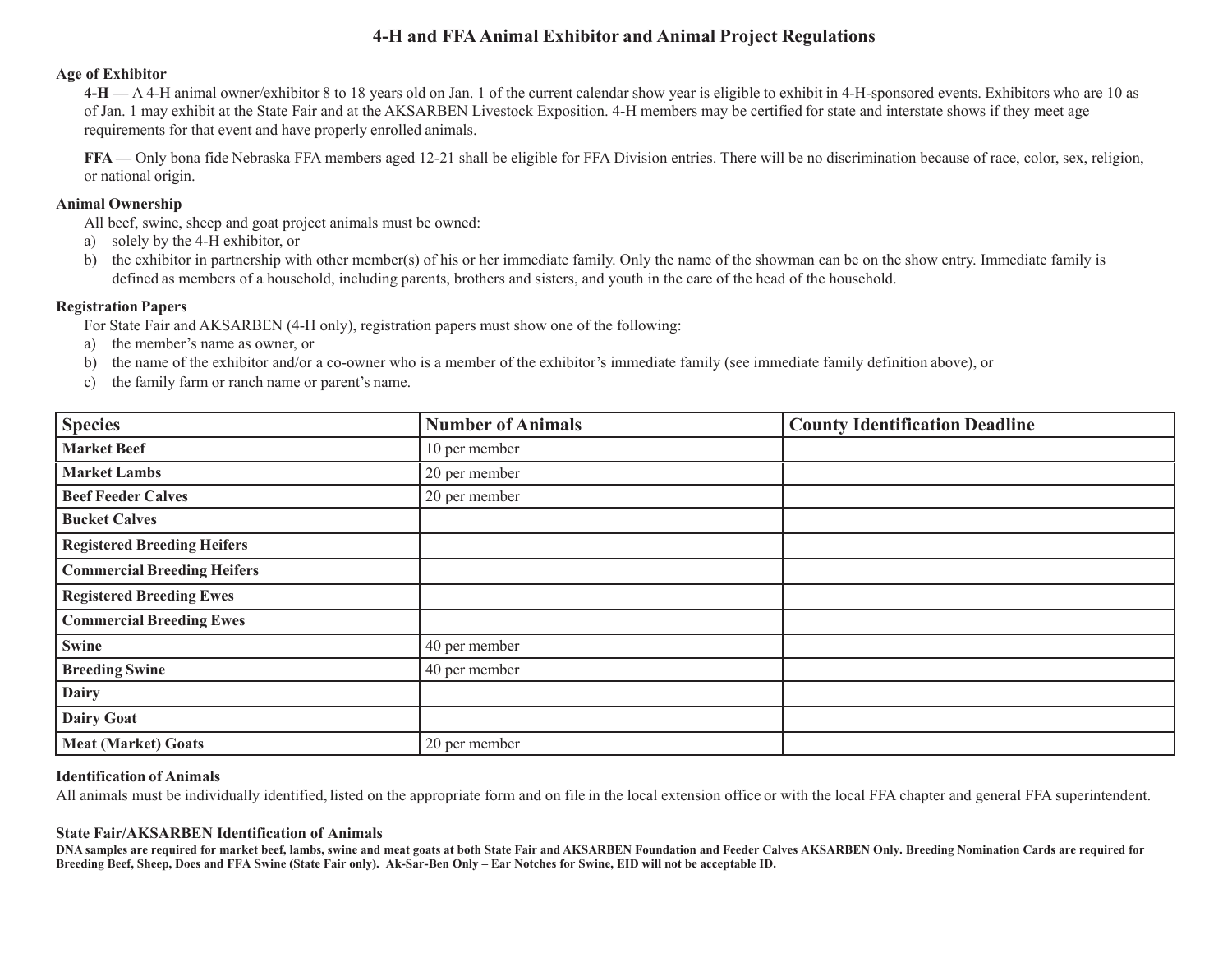# 4-H and FFA Animal Exhibitor and Animal Project Regulations

### Age of Exhibitor

**4-H —** A 4-H animal owner/exhibitor 8 to 18 years old on Jan. 1 of the current calendar show year is eligible to exhibit in 4-H-sponsored events. Exhibitors who are 10 as of Jan. 1 may exhibit at the State Fair and at the AKSARBEN Livestock Exposition. 4-H members may be certified for state and interstate shows if they meet age requirements for that event and have properly enrolled animals.

**FFA —** Only bona fide Nebraska FFA members aged 12-21 shall be eligible for FFA Division entries. There will be no discrimination because of race, color, sex, religion, or national origin.

### Animal Ownership

All beef, swine, sheep and goat project animals must be owned:

a) solely by the 4-H exhibitor, or
b) the exhibitor in partnership with other member(s) of his or her immediate family. Only the name of the showman can be on the show entry. Immediate family is defined as members of a household, including parents, brothers and sisters, and youth in the care of the head of the household.

### Registration Papers

For State Fair and AKSARBEN (4-H only), registration papers must show one of the following:

a) the member's name as owner, or
b) the name of the exhibitor and/or a co-owner who is a member of the exhibitor's immediate family (see immediate family definition above), or
c) the family farm or ranch name or parent's name.

| Species | Number of Animals | County Identification Deadline |
|---|---|---|
| **Market Beef** | 10 per member | |
| **Market Lambs** | 20 per member | |
| **Beef Feeder Calves** | 20 per member | |
| **Bucket Calves** | | |
| **Registered Breeding Heifers** | | |
| **Commercial Breeding Heifers** | | |
| **Registered Breeding Ewes** | | |
| **Commercial Breeding Ewes** | | |
| **Swine** | 40 per member | |
| **Breeding Swine** | 40 per member | |
| **Dairy** | | |
| **Dairy Goat** | | |
| **Meat (Market) Goats** | 20 per member | |

### Identification of Animals

All animals must be individually identified, listed on the appropriate form and on file in the local extension office or with the local FFA chapter and general FFA superintendent.

### State Fair/AKSARBEN Identification of Animals

**DNA samples are required for market beef, lambs, swine and meat goats at both State Fair and AKSARBEN Foundation and Feeder Calves AKSARBEN Only. Breeding Nomination Cards are required for Breeding Beef, Sheep, Does and FFA Swine (State Fair only). Ak-Sar-Ben Only – Ear Notches for Swine, EID will not be acceptable ID.**